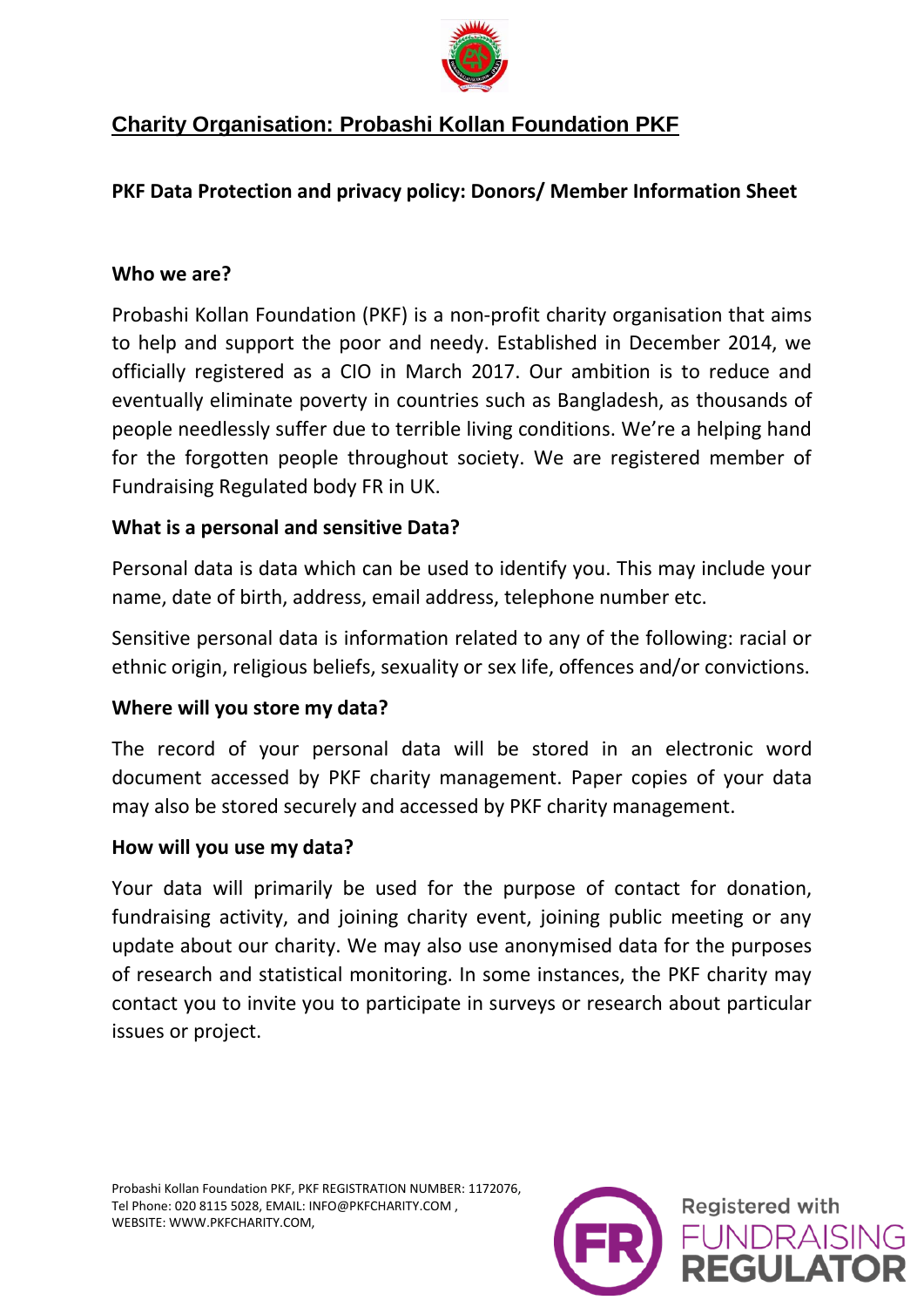# Charity Organisation: Probashi Kollan Foundation PKF

## PKF Data Protection and privacy policy: Donors/ Member Information Sheet

### Who we are?

Probashi Kollan Foundation (PKF) is a non-profit charity organisation that aims to help and support the poor and needy. Established in December 2014, we officially registered as a CIO in March 2017. Our ambition is to reduce and eventually eliminate poverty in countries such as Bangladesh, as thousands of people needlessly suffer due to terrible living conditions. We're a helping hand for the forgotten people throughout society. We are registered member of Fundraising Regulated body FR in UK.

### What is a personal and sensitive Data?

Personal data is data which can be used to identify you. This may include your name, date of birth, address, email address, telephone number etc.

Sensitive personal data is information related to any of the following: racial or ethnic origin, religious beliefs, sexuality or sex life, offences and/or convictions.

### Where will you store my data?

The record of your personal data will be stored in an electronic word document accessed by PKF charity management. Paper copies of your data may also be stored securely and accessed by PKF charity management.

### How will you use my data?

Your data will primarily be used for the purpose of contact for donation, fundraising activity, and joining charity event, joining public meeting or any update about our charity. We may also use anonymised data for the purposes of research and statistical monitoring. In some instances, the PKF charity may contact you to invite you to participate in surveys or research about particular issues or project.

Probashi Kollan Foundation PKF, PKF REGISTRATION NUMBER: 1172076,
Tel Phone: 020 8115 5028, EMAIL: INFO@PKFCHARITY.COM ,
WEBSITE: WWW.PKFCHARITY.COM,

Registered with FUNDRAISING REGULATOR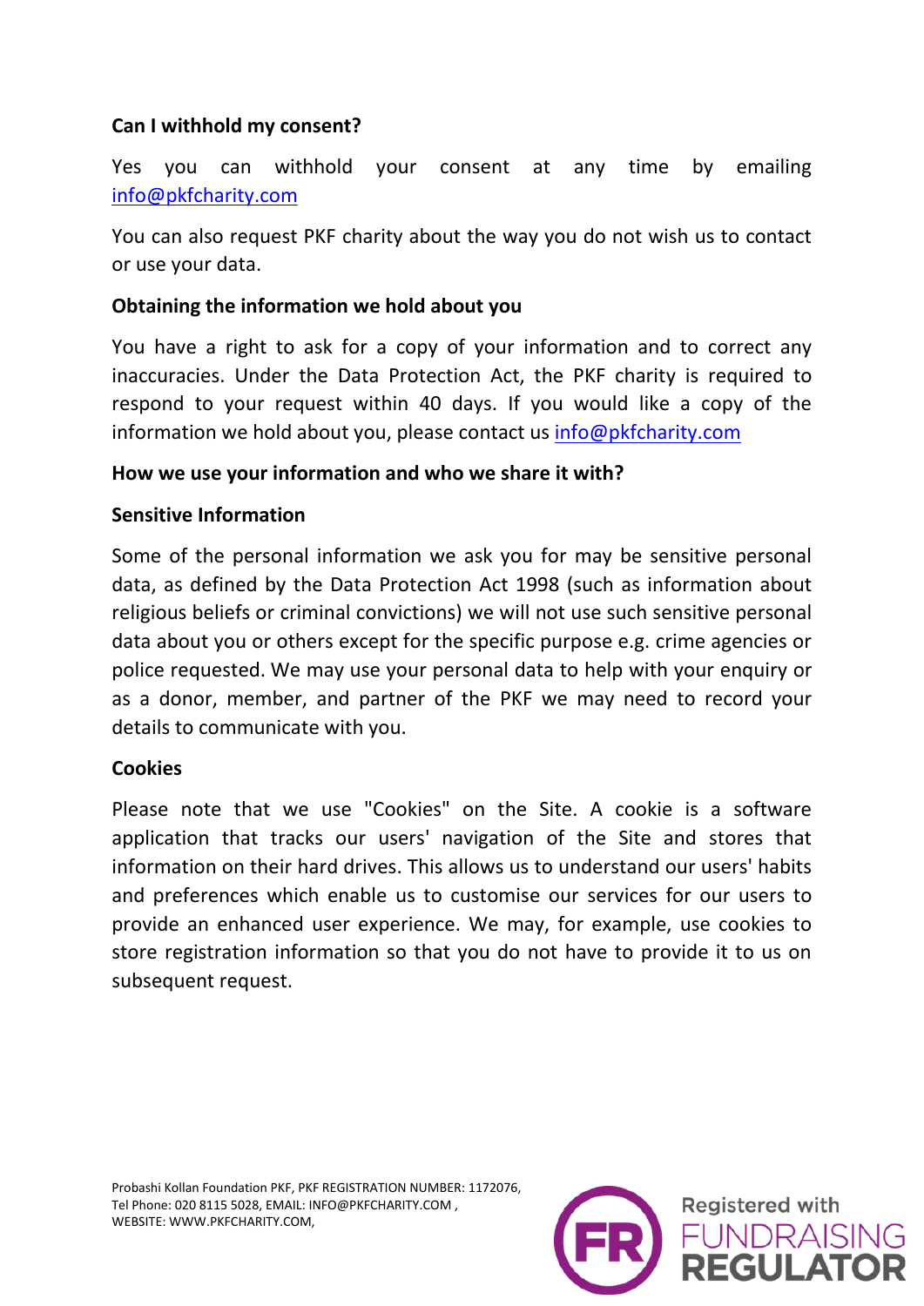**Can I withhold my consent?**

Yes you can withhold your consent at any time by emailing info@pkfcharity.com

You can also request PKF charity about the way you do not wish us to contact or use your data.

**Obtaining the information we hold about you**

You have a right to ask for a copy of your information and to correct any inaccuracies. Under the Data Protection Act, the PKF charity is required to respond to your request within 40 days. If you would like a copy of the information we hold about you, please contact us info@pkfcharity.com

**How we use your information and who we share it with?**

**Sensitive Information**

Some of the personal information we ask you for may be sensitive personal data, as defined by the Data Protection Act 1998 (such as information about religious beliefs or criminal convictions) we will not use such sensitive personal data about you or others except for the specific purpose e.g. crime agencies or police requested. We may use your personal data to help with your enquiry or as a donor, member, and partner of the PKF we may need to record your details to communicate with you.

**Cookies**

Please note that we use "Cookies" on the Site. A cookie is a software application that tracks our users' navigation of the Site and stores that information on their hard drives. This allows us to understand our users' habits and preferences which enable us to customise our services for our users to provide an enhanced user experience. We may, for example, use cookies to store registration information so that you do not have to provide it to us on subsequent request.

Probashi Kollan Foundation PKF, PKF REGISTRATION NUMBER: 1172076,
Tel Phone: 020 8115 5028, EMAIL: INFO@PKFCHARITY.COM ,
WEBSITE: WWW.PKFCHARITY.COM,

Registered with FUNDRAISING REGULATOR